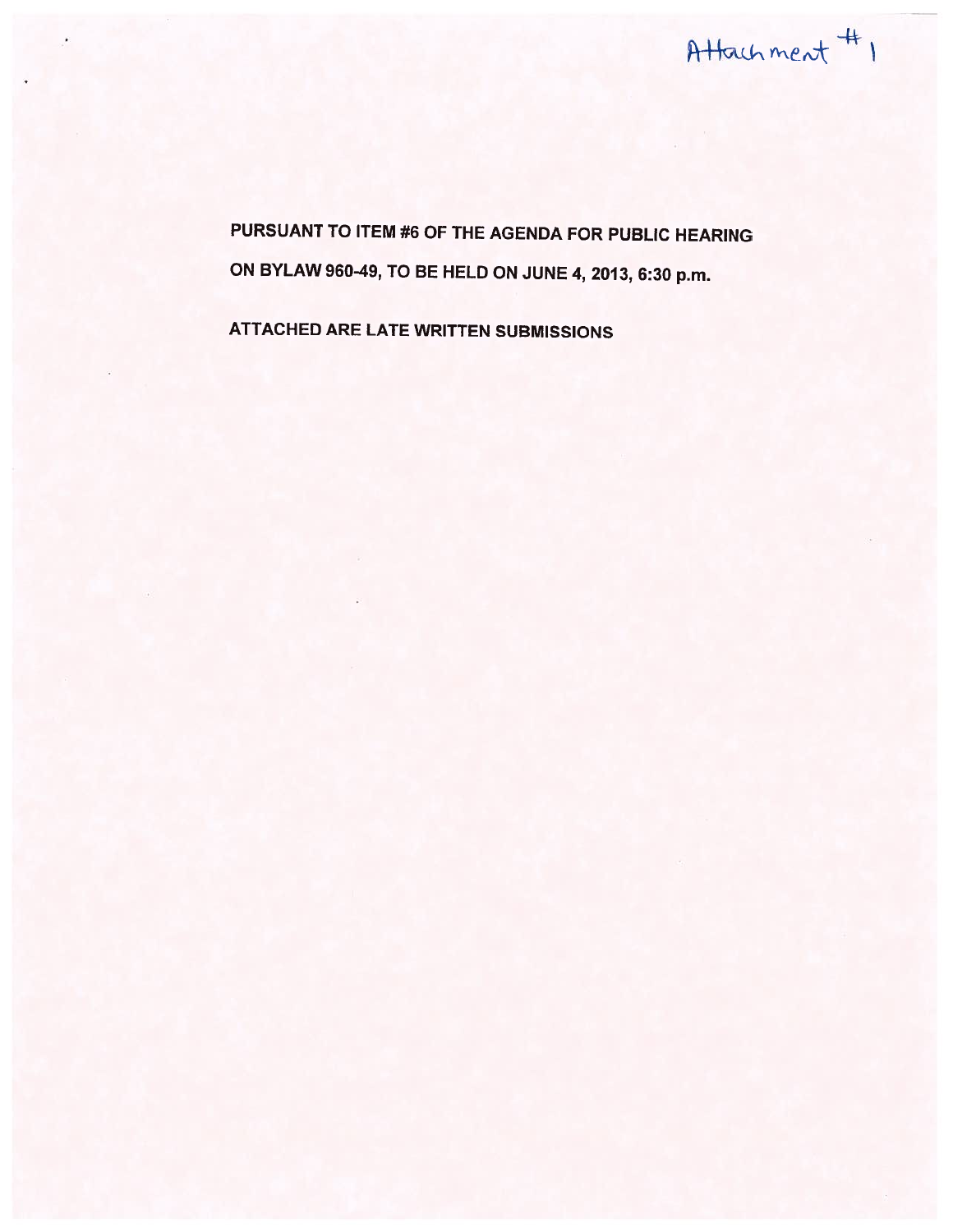Attachment # 1

PURSUANT TO ITEM #6 OF THE AGENDA FOR PUBLIC HEARING

ON BYLAW 960-49, TO BE HELD ON JUNE 4, 2013, 6:30 p.m.

ATTACHED ARE LATE WRITTEN SUBMISSIONS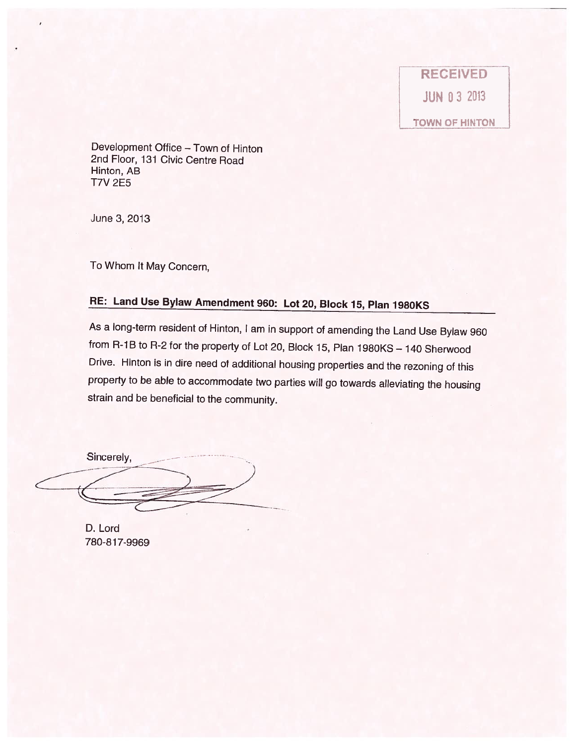RECEIVED
JUN 03 2013
TOWN OF HINTON

Development Office – Town of Hinton
2nd Floor, 131 Civic Centre Road
Hinton, AB
T7V 2E5

June 3, 2013

To Whom It May Concern,

**RE: Land Use Bylaw Amendment 960: Lot 20, Block 15, Plan 1980KS**

As a long-term resident of Hinton, I am in support of amending the Land Use Bylaw 960 from R-1B to R-2 for the property of Lot 20, Block 15, Plan 1980KS – 140 Sherwood Drive. Hinton is in dire need of additional housing properties and the rezoning of this property to be able to accommodate two parties will go towards alleviating the housing strain and be beneficial to the community.

Sincerely,

D. Lord
780-817-9969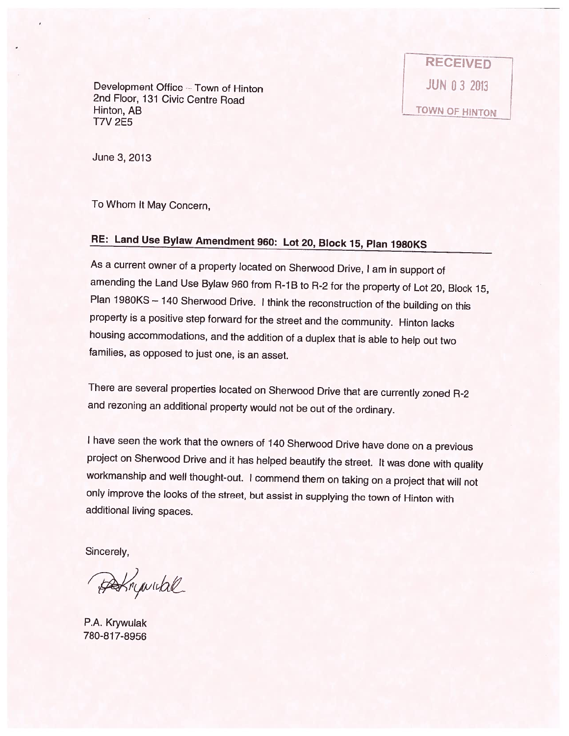Development Office – Town of Hinton
2nd Floor, 131 Civic Centre Road
Hinton, AB
T7V 2E5

RECEIVED
JUN 03 2013
TOWN OF HINTON

June 3, 2013

To Whom It May Concern,

**RE: Land Use Bylaw Amendment 960: Lot 20, Block 15, Plan 1980KS**

As a current owner of a property located on Sherwood Drive, I am in support of amending the Land Use Bylaw 960 from R-1B to R-2 for the property of Lot 20, Block 15, Plan 1980KS – 140 Sherwood Drive. I think the reconstruction of the building on this property is a positive step forward for the street and the community. Hinton lacks housing accommodations, and the addition of a duplex that is able to help out two families, as opposed to just one, is an asset.

There are several properties located on Sherwood Drive that are currently zoned R-2 and rezoning an additional property would not be out of the ordinary.

I have seen the work that the owners of 140 Sherwood Drive have done on a previous project on Sherwood Drive and it has helped beautify the street. It was done with quality workmanship and well thought-out. I commend them on taking on a project that will not only improve the looks of the street, but assist in supplying the town of Hinton with additional living spaces.

Sincerely,

P.A. Krywulak
780-817-8956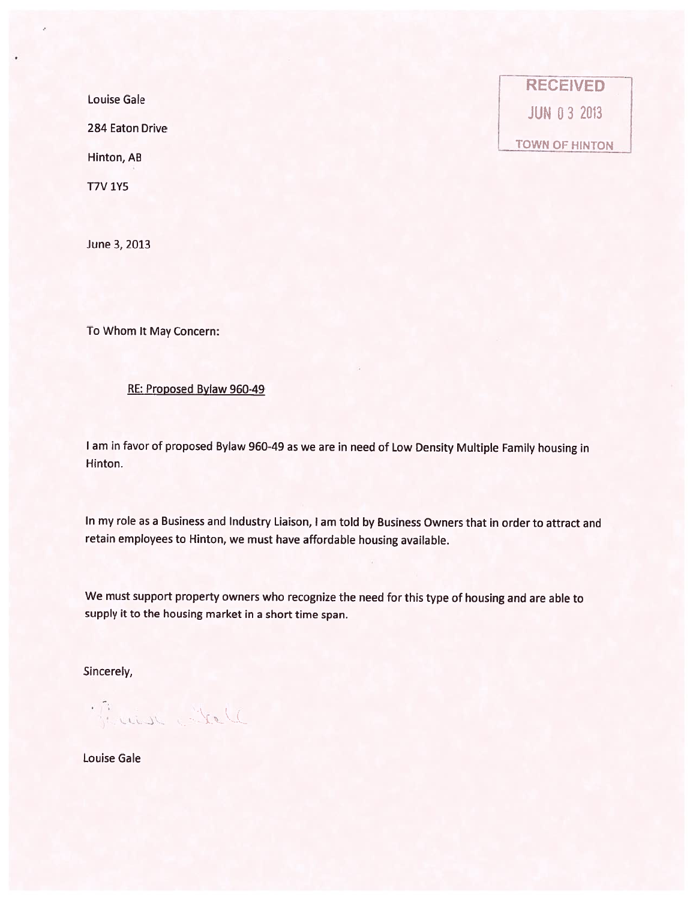Louise Gale

284 Eaton Drive

Hinton, AB

T7V 1Y5

RECEIVED
JUN 03 2013
TOWN OF HINTON

June 3, 2013

To Whom It May Concern:

RE: Proposed Bylaw 960-49

I am in favor of proposed Bylaw 960-49 as we are in need of Low Density Multiple Family housing in Hinton.

In my role as a Business and Industry Liaison, I am told by Business Owners that in order to attract and retain employees to Hinton, we must have affordable housing available.

We must support property owners who recognize the need for this type of housing and are able to supply it to the housing market in a short time span.

Sincerely,

Louise Gale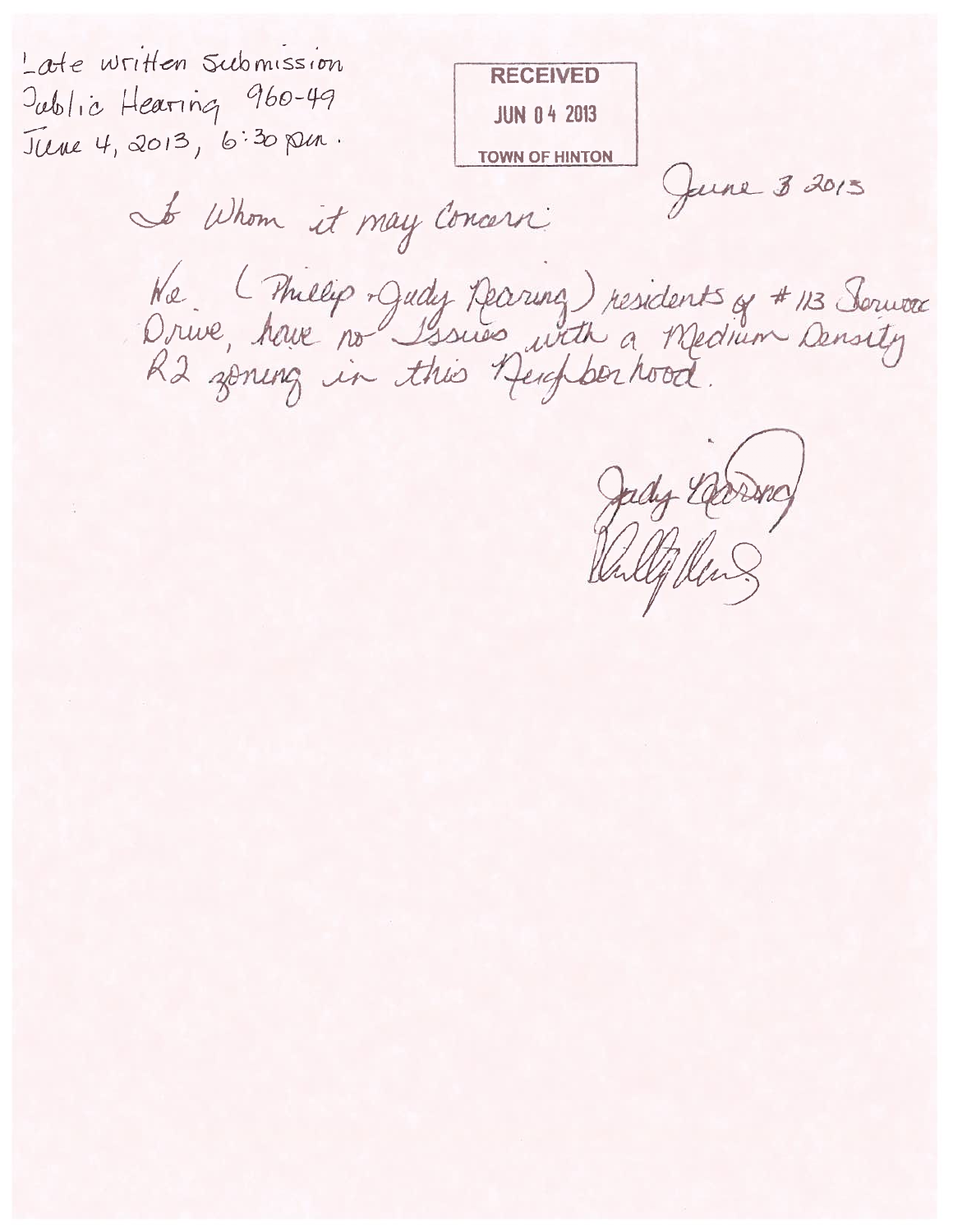Late written submission
Public Hearing 960-49
June 4, 2013, 6:30 pm.

RECEIVED
JUN 04 2013
TOWN OF HINTON

June 3 2013

To Whom it may Concern:

We (Phillip + Judy Rearing) residents of #113 Sorwood Drive, have no Issues with a Medium Density R2 zoning in this Neighborhood.

Judy Rearing
Phillip Rearing